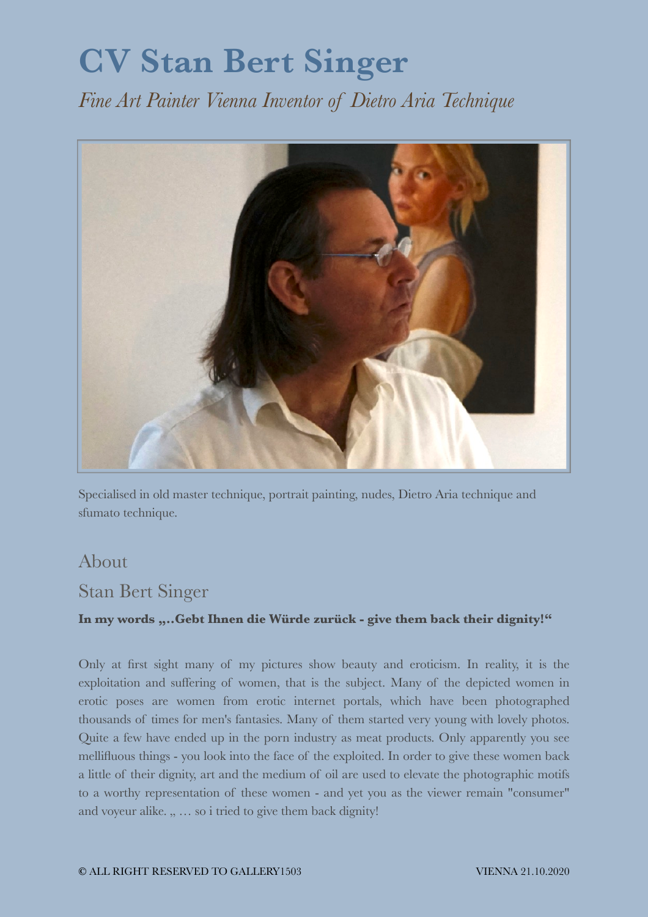# CV Stan Bert Singer

*Fine Art Painter Vienna Inventor of Dietro Aria Technique*

Specialised in old master technique, portrait painting, nudes, Dietro Aria technique and sfumato technique.

## About

## Stan Bert Singer

**In my words „..Gebt Ihnen die Würde zurück - give them back their dignity!“**

Only at first sight many of my pictures show beauty and eroticism. In reality, it is the exploitation and suffering of women, that is the subject. Many of the depicted women in erotic poses are women from erotic internet portals, which have been photographed thousands of times for men's fantasies. Many of them started very young with lovely photos. Quite a few have ended up in the porn industry as meat products. Only apparently you see mellifluous things - you look into the face of the exploited. In order to give these women back a little of their dignity, art and the medium of oil are used to elevate the photographic motifs to a worthy representation of these women - and yet you as the viewer remain "consumer" and voyeur alike. „ … so i tried to give them back dignity!

© ALL RIGHT RESERVED TO GALLERY1503 VIENNA 21.10.2020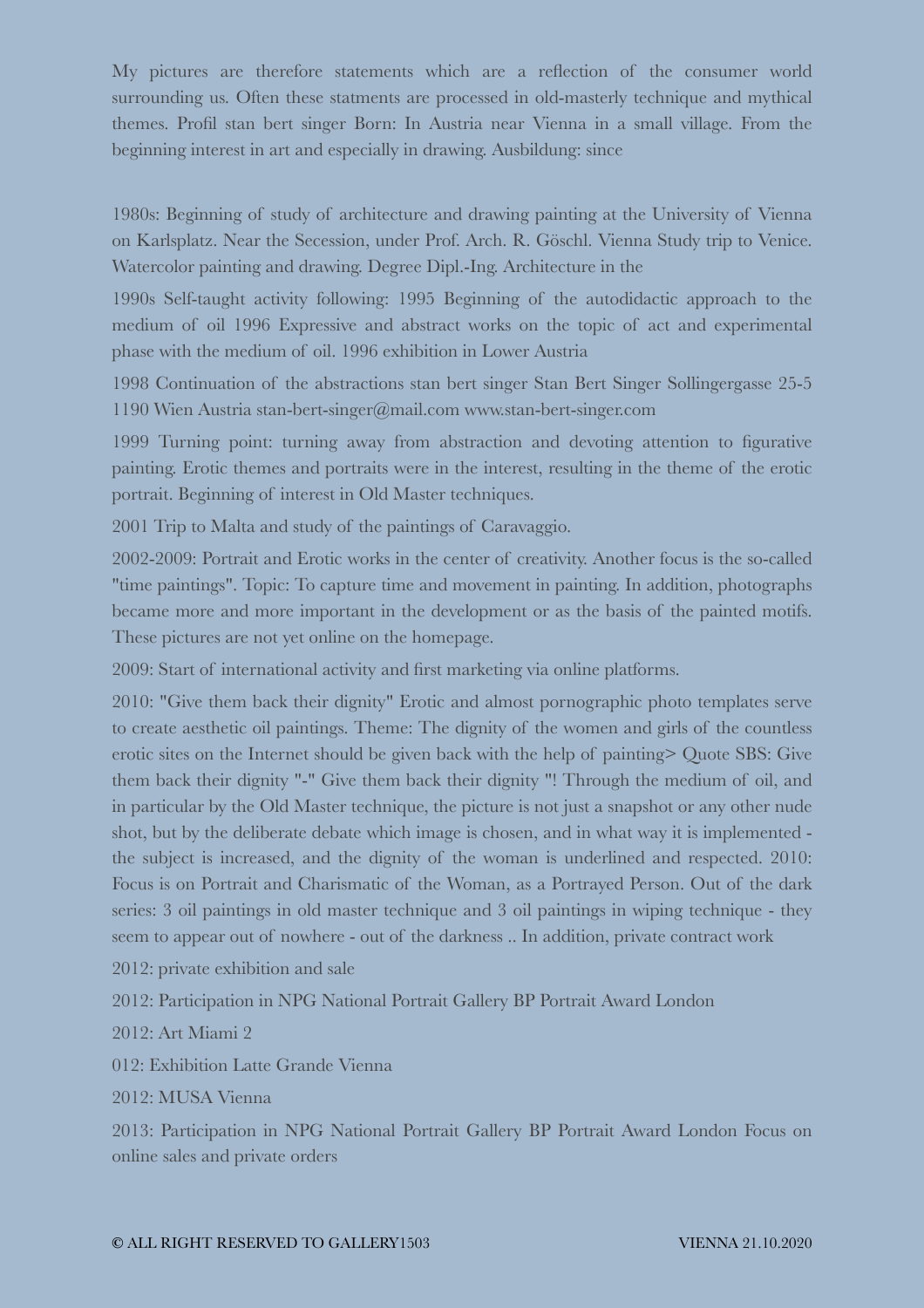My pictures are therefore statements which are a reflection of the consumer world surrounding us. Often these statments are processed in old-masterly technique and mythical themes. Profil stan bert singer Born: In Austria near Vienna in a small village. From the beginning interest in art and especially in drawing. Ausbildung: since

1980s: Beginning of study of architecture and drawing painting at the University of Vienna on Karlsplatz. Near the Secession, under Prof. Arch. R. Göschl. Vienna Study trip to Venice. Watercolor painting and drawing. Degree Dipl.-Ing. Architecture in the

1990s Self-taught activity following: 1995 Beginning of the autodidactic approach to the medium of oil 1996 Expressive and abstract works on the topic of act and experimental phase with the medium of oil. 1996 exhibition in Lower Austria

1998 Continuation of the abstractions stan bert singer Stan Bert Singer Sollingergasse 25-5 1190 Wien Austria stan-bert-singer@mail.com www.stan-bert-singer.com

1999 Turning point: turning away from abstraction and devoting attention to figurative painting. Erotic themes and portraits were in the interest, resulting in the theme of the erotic portrait. Beginning of interest in Old Master techniques.

2001 Trip to Malta and study of the paintings of Caravaggio.

2002-2009: Portrait and Erotic works in the center of creativity. Another focus is the so-called "time paintings". Topic: To capture time and movement in painting. In addition, photographs became more and more important in the development or as the basis of the painted motifs. These pictures are not yet online on the homepage.

2009: Start of international activity and first marketing via online platforms.

2010: "Give them back their dignity" Erotic and almost pornographic photo templates serve to create aesthetic oil paintings. Theme: The dignity of the women and girls of the countless erotic sites on the Internet should be given back with the help of painting> Quote SBS: Give them back their dignity "-" Give them back their dignity "! Through the medium of oil, and in particular by the Old Master technique, the picture is not just a snapshot or any other nude shot, but by the deliberate debate which image is chosen, and in what way it is implemented - the subject is increased, and the dignity of the woman is underlined and respected. 2010: Focus is on Portrait and Charismatic of the Woman, as a Portrayed Person. Out of the dark series: 3 oil paintings in old master technique and 3 oil paintings in wiping technique - they seem to appear out of nowhere - out of the darkness .. In addition, private contract work

2012: private exhibition and sale

2012: Participation in NPG National Portrait Gallery BP Portrait Award London

2012: Art Miami 2

012: Exhibition Latte Grande Vienna

2012: MUSA Vienna

2013: Participation in NPG National Portrait Gallery BP Portrait Award London Focus on online sales and private orders

© ALL RIGHT RESERVED TO GALLERY1503 VIENNA 21.10.2020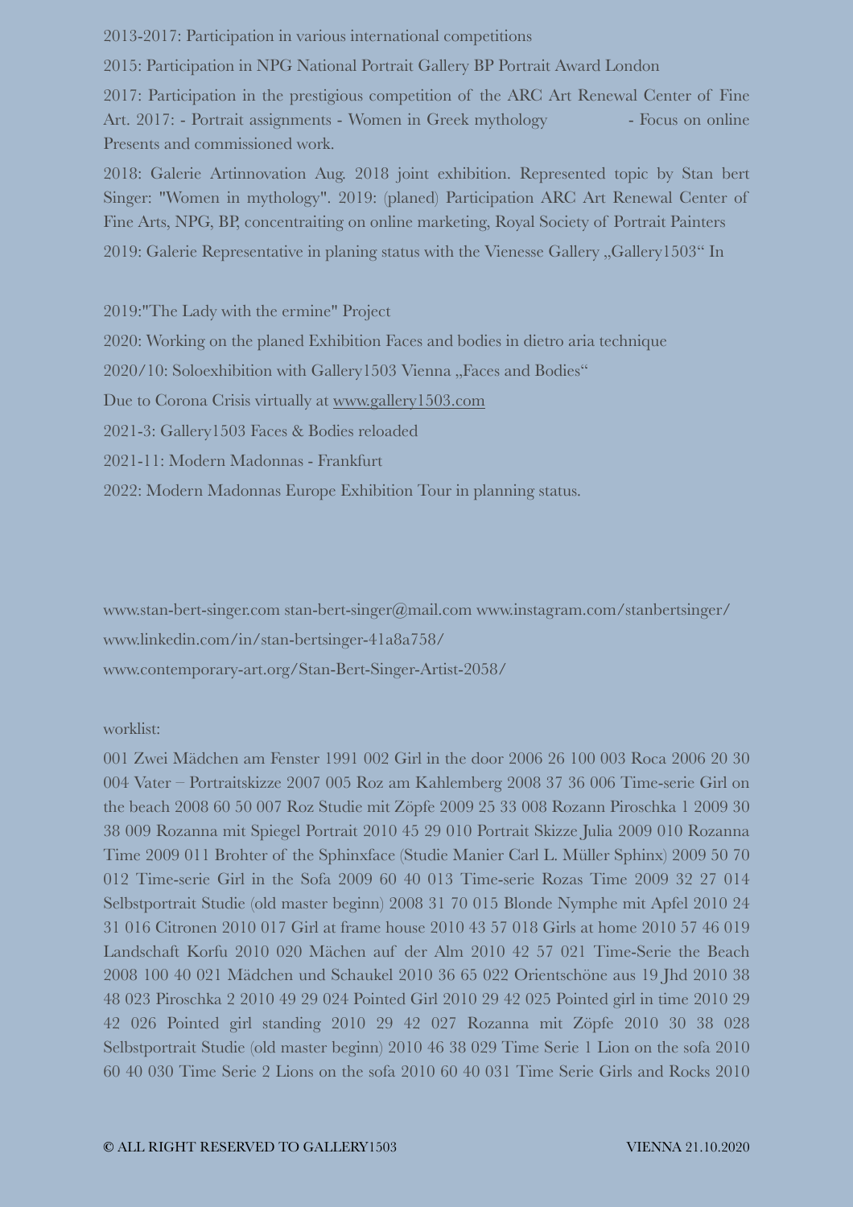2013-2017: Participation in various international competitions

2015: Participation in NPG National Portrait Gallery BP Portrait Award London

2017: Participation in the prestigious competition of the ARC Art Renewal Center of Fine Art. 2017: - Portrait assignments - Women in Greek mythology - Focus on online Presents and commissioned work.

2018: Galerie Artinnovation Aug. 2018 joint exhibition. Represented topic by Stan bert Singer: "Women in mythology". 2019: (planed) Participation ARC Art Renewal Center of Fine Arts, NPG, BP, concentraiting on online marketing, Royal Society of Portrait Painters

2019: Galerie Representative in planing status with the Vienesse Gallery „Gallery1503“ In

2019:"The Lady with the ermine" Project

2020: Working on the planed Exhibition Faces and bodies in dietro aria technique

2020/10: Soloexhibition with Gallery1503 Vienna „Faces and Bodies“

Due to Corona Crisis virtually at www.gallery1503.com

2021-3: Gallery1503 Faces & Bodies reloaded

2021-11: Modern Madonnas - Frankfurt

2022: Modern Madonnas Europe Exhibition Tour in planning status.

www.stan-bert-singer.com stan-bert-singer@mail.com www.instagram.com/stanbertsinger/

www.linkedin.com/in/stan-bertsinger-41a8a758/

www.contemporary-art.org/Stan-Bert-Singer-Artist-2058/

worklist:

001 Zwei Mädchen am Fenster 1991 002 Girl in the door 2006 26 100 003 Roca 2006 20 30 004 Vater – Portraitskizze 2007 005 Roz am Kahlemberg 2008 37 36 006 Time-serie Girl on the beach 2008 60 50 007 Roz Studie mit Zöpfe 2009 25 33 008 Rozann Piroschka 1 2009 30 38 009 Rozanna mit Spiegel Portrait 2010 45 29 010 Portrait Skizze Julia 2009 010 Rozanna Time 2009 011 Brohter of the Sphinxface (Studie Manier Carl L. Müller Sphinx) 2009 50 70 012 Time-serie Girl in the Sofa 2009 60 40 013 Time-serie Rozas Time 2009 32 27 014 Selbstportrait Studie (old master beginn) 2008 31 70 015 Blonde Nymphe mit Apfel 2010 24 31 016 Citronen 2010 017 Girl at frame house 2010 43 57 018 Girls at home 2010 57 46 019 Landschaft Korfu 2010 020 Mächen auf der Alm 2010 42 57 021 Time-Serie the Beach 2008 100 40 021 Mädchen und Schaukel 2010 36 65 022 Orientschöne aus 19 Jhd 2010 38 48 023 Piroschka 2 2010 49 29 024 Pointed Girl 2010 29 42 025 Pointed girl in time 2010 29 42 026 Pointed girl standing 2010 29 42 027 Rozanna mit Zöpfe 2010 30 38 028 Selbstportrait Studie (old master beginn) 2010 46 38 029 Time Serie 1 Lion on the sofa 2010 60 40 030 Time Serie 2 Lions on the sofa 2010 60 40 031 Time Serie Girls and Rocks 2010

© ALL RIGHT RESERVED TO GALLERY1503 VIENNA 21.10.2020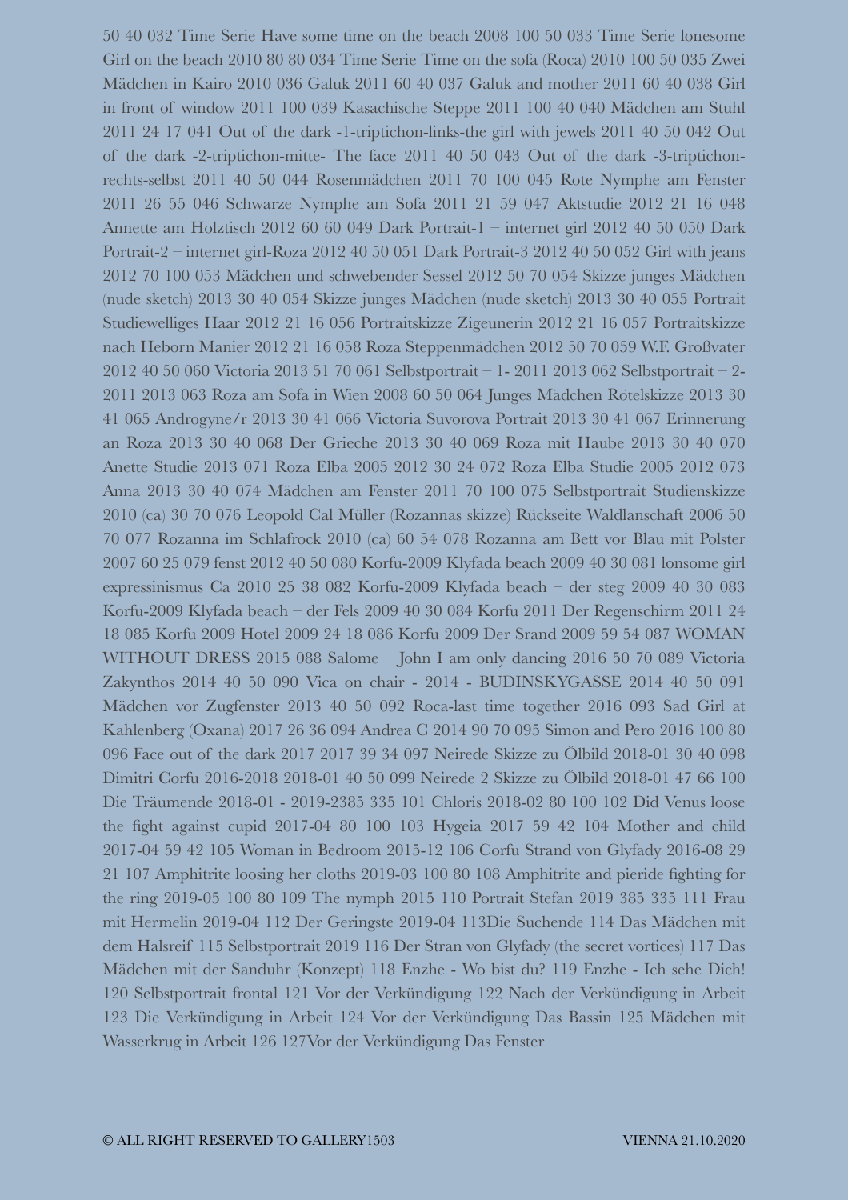50 40 032 Time Serie Have some time on the beach 2008 100 50 033 Time Serie lonesome Girl on the beach 2010 80 80 034 Time Serie Time on the sofa (Roca) 2010 100 50 035 Zwei Mädchen in Kairo 2010 036 Galuk 2011 60 40 037 Galuk and mother 2011 60 40 038 Girl in front of window 2011 100 039 Kasachische Steppe 2011 100 40 040 Mädchen am Stuhl 2011 24 17 041 Out of the dark -1-triptichon-links-the girl with jewels 2011 40 50 042 Out of the dark -2-triptichon-mitte- The face 2011 40 50 043 Out of the dark -3-triptichon-rechts-selbst 2011 40 50 044 Rosenmädchen 2011 70 100 045 Rote Nymphe am Fenster 2011 26 55 046 Schwarze Nymphe am Sofa 2011 21 59 047 Aktstudie 2012 21 16 048 Annette am Holztisch 2012 60 60 049 Dark Portrait-1 – internet girl 2012 40 50 050 Dark Portrait-2 – internet girl-Roza 2012 40 50 051 Dark Portrait-3 2012 40 50 052 Girl with jeans 2012 70 100 053 Mädchen und schwebender Sessel 2012 50 70 054 Skizze junges Mädchen (nude sketch) 2013 30 40 054 Skizze junges Mädchen (nude sketch) 2013 30 40 055 Portrait Studiewelliges Haar 2012 21 16 056 Portraitskizze Zigeunerin 2012 21 16 057 Portraitskizze nach Heborn Manier 2012 21 16 058 Roza Steppenmädchen 2012 50 70 059 W.F. Großvater 2012 40 50 060 Victoria 2013 51 70 061 Selbstportrait – 1- 2011 2013 062 Selbstportrait – 2- 2011 2013 063 Roza am Sofa in Wien 2008 60 50 064 Junges Mädchen Rötelskizze 2013 30 41 065 Androgyne/r 2013 30 41 066 Victoria Suvorova Portrait 2013 30 41 067 Erinnerung an Roza 2013 30 40 068 Der Grieche 2013 30 40 069 Roza mit Haube 2013 30 40 070 Anette Studie 2013 071 Roza Elba 2005 2012 30 24 072 Roza Elba Studie 2005 2012 073 Anna 2013 30 40 074 Mädchen am Fenster 2011 70 100 075 Selbstportrait Studienskizze 2010 (ca) 30 70 076 Leopold Cal Müller (Rozannas skizze) Rückseite Waldlanschaft 2006 50 70 077 Rozanna im Schlafrock 2010 (ca) 60 54 078 Rozanna am Bett vor Blau mit Polster 2007 60 25 079 fenst 2012 40 50 080 Korfu-2009 Klyfada beach 2009 40 30 081 lonsome girl expressinismus Ca 2010 25 38 082 Korfu-2009 Klyfada beach – der steg 2009 40 30 083 Korfu-2009 Klyfada beach – der Fels 2009 40 30 084 Korfu 2011 Der Regenschirm 2011 24 18 085 Korfu 2009 Hotel 2009 24 18 086 Korfu 2009 Der Srand 2009 59 54 087 WOMAN WITHOUT DRESS 2015 088 Salome – John I am only dancing 2016 50 70 089 Victoria Zakynthos 2014 40 50 090 Vica on chair - 2014 - BUDINSKYGASSE 2014 40 50 091 Mädchen vor Zugfenster 2013 40 50 092 Roca-last time together 2016 093 Sad Girl at Kahlenberg (Oxana) 2017 26 36 094 Andrea C 2014 90 70 095 Simon and Pero 2016 100 80 096 Face out of the dark 2017 2017 39 34 097 Neirede Skizze zu Ölbild 2018-01 30 40 098 Dimitri Corfu 2016-2018 2018-01 40 50 099 Neirede 2 Skizze zu Ölbild 2018-01 47 66 100 Die Träumende 2018-01 - 2019-2385 335 101 Chloris 2018-02 80 100 102 Did Venus loose the fight against cupid 2017-04 80 100 103 Hygeia 2017 59 42 104 Mother and child 2017-04 59 42 105 Woman in Bedroom 2015-12 106 Corfu Strand von Glyfady 2016-08 29 21 107 Amphitrite loosing her cloths 2019-03 100 80 108 Amphitrite and pieride fighting for the ring 2019-05 100 80 109 The nymph 2015 110 Portrait Stefan 2019 385 335 111 Frau mit Hermelin 2019-04 112 Der Geringste 2019-04 113Die Suchende 114 Das Mädchen mit dem Halsreif 115 Selbstportrait 2019 116 Der Stran von Glyfady (the secret vortices) 117 Das Mädchen mit der Sanduhr (Konzept) 118 Enzhe - Wo bist du? 119 Enzhe - Ich sehe Dich! 120 Selbstportrait frontal 121 Vor der Verkündigung 122 Nach der Verkündigung in Arbeit 123 Die Verkündigung in Arbeit 124 Vor der Verkündigung Das Bassin 125 Mädchen mit Wasserkrug in Arbeit 126 127Vor der Verkündigung Das Fenster

© ALL RIGHT RESERVED TO GALLERY1503 VIENNA 21.10.2020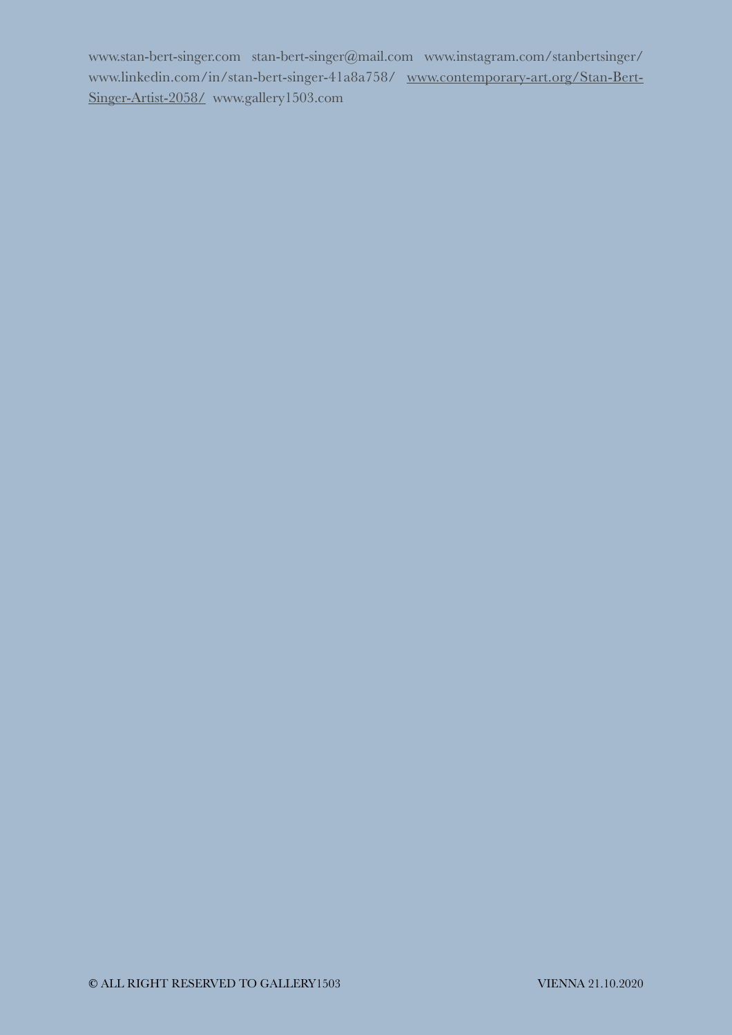www.stan-bert-singer.com stan-bert-singer@mail.com www.instagram.com/stanbertsinger/ www.linkedin.com/in/stan-bert-singer-41a8a758/ www.contemporary-art.org/Stan-Bert-Singer-Artist-2058/ www.gallery1503.com

© ALL RIGHT RESERVED TO GALLERY1503 VIENNA 21.10.2020